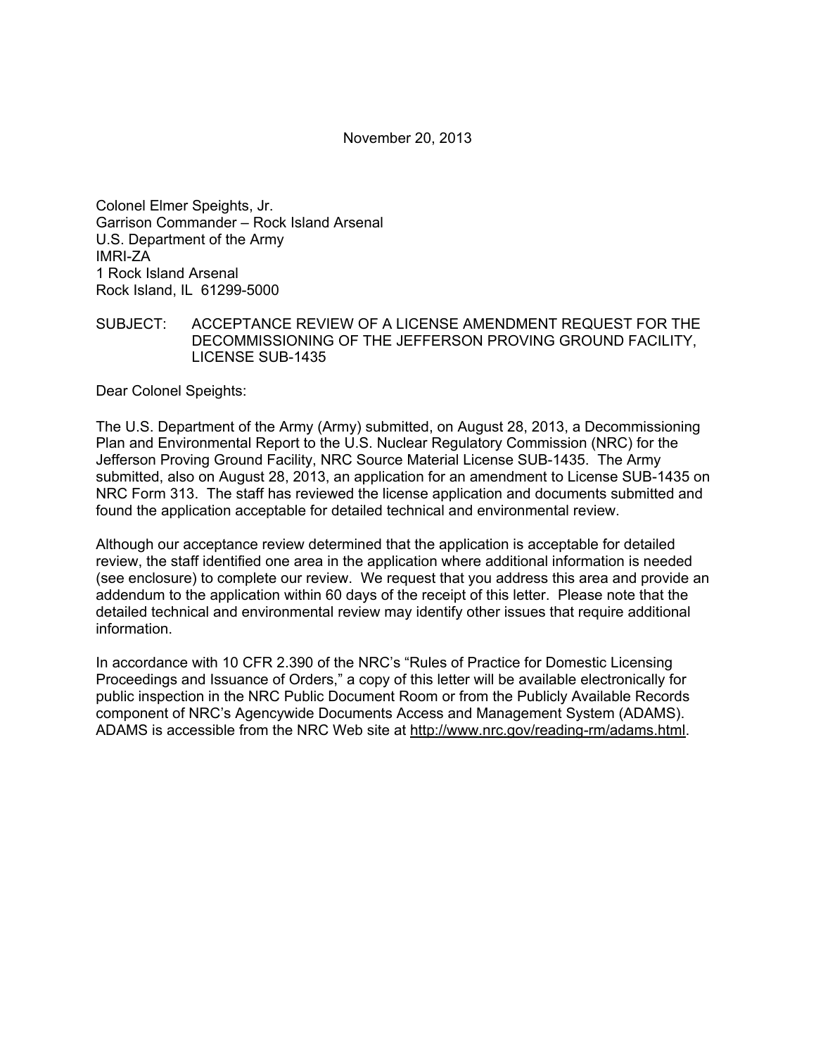November 20, 2013

Colonel Elmer Speights, Jr.
Garrison Commander – Rock Island Arsenal
U.S. Department of the Army
IMRI-ZA
1 Rock Island Arsenal
Rock Island, IL 61299-5000

SUBJECT: ACCEPTANCE REVIEW OF A LICENSE AMENDMENT REQUEST FOR THE DECOMMISSIONING OF THE JEFFERSON PROVING GROUND FACILITY, LICENSE SUB-1435

Dear Colonel Speights:

The U.S. Department of the Army (Army) submitted, on August 28, 2013, a Decommissioning Plan and Environmental Report to the U.S. Nuclear Regulatory Commission (NRC) for the Jefferson Proving Ground Facility, NRC Source Material License SUB-1435. The Army submitted, also on August 28, 2013, an application for an amendment to License SUB-1435 on NRC Form 313. The staff has reviewed the license application and documents submitted and found the application acceptable for detailed technical and environmental review.

Although our acceptance review determined that the application is acceptable for detailed review, the staff identified one area in the application where additional information is needed (see enclosure) to complete our review. We request that you address this area and provide an addendum to the application within 60 days of the receipt of this letter. Please note that the detailed technical and environmental review may identify other issues that require additional information.

In accordance with 10 CFR 2.390 of the NRC's "Rules of Practice for Domestic Licensing Proceedings and Issuance of Orders," a copy of this letter will be available electronically for public inspection in the NRC Public Document Room or from the Publicly Available Records component of NRC's Agencywide Documents Access and Management System (ADAMS). ADAMS is accessible from the NRC Web site at http://www.nrc.gov/reading-rm/adams.html.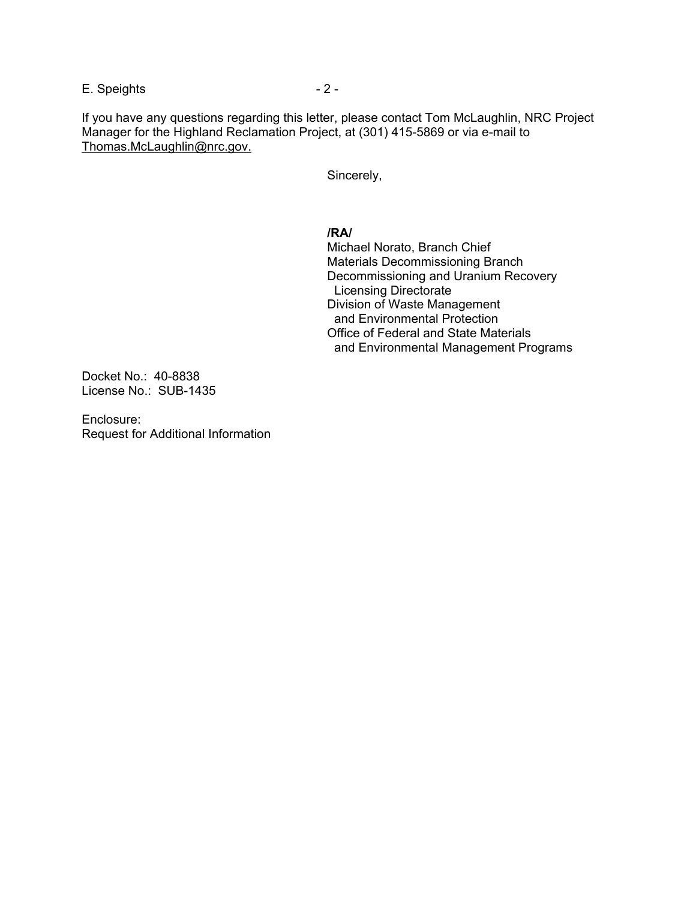If you have any questions regarding this letter, please contact Tom McLaughlin, NRC Project Manager for the Highland Reclamation Project, at (301) 415-5869 or via e-mail to Thomas.McLaughlin@nrc.gov.

Sincerely,

**/RA/**

Michael Norato, Branch Chief
Materials Decommissioning Branch
Decommissioning and Uranium Recovery
Licensing Directorate
Division of Waste Management
and Environmental Protection
Office of Federal and State Materials
and Environmental Management Programs

Docket No.: 40-8838
License No.: SUB-1435

Enclosure:
Request for Additional Information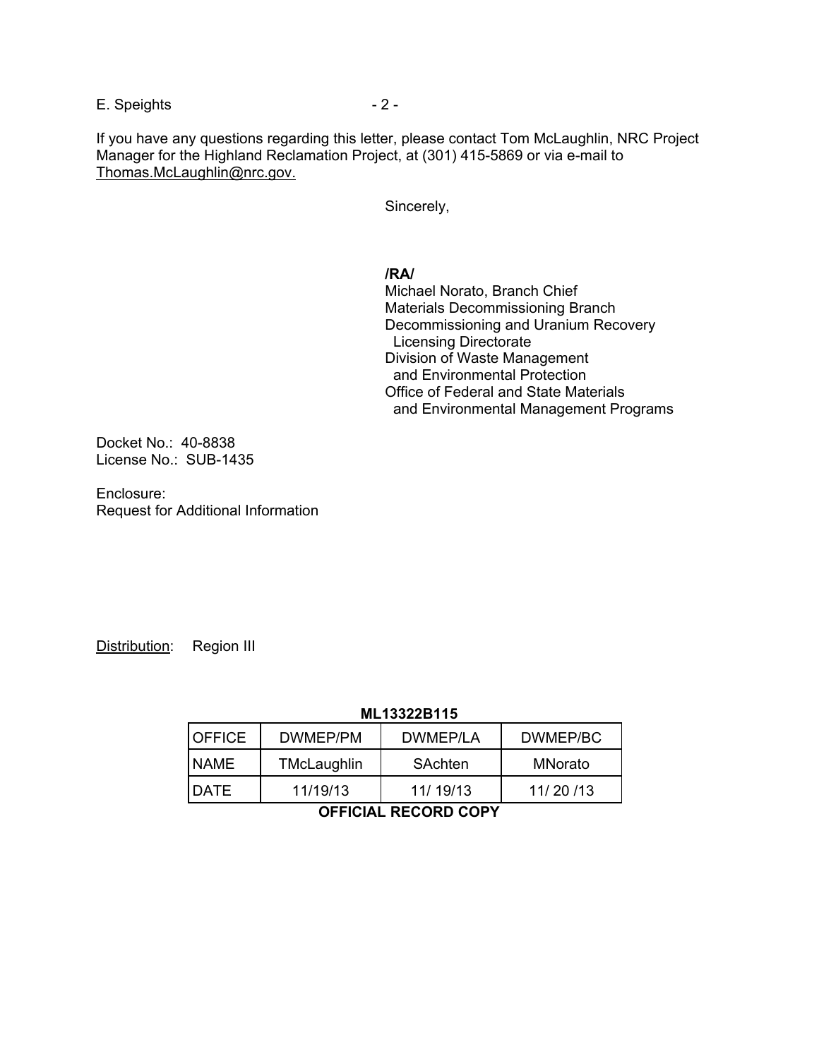If you have any questions regarding this letter, please contact Tom McLaughlin, NRC Project Manager for the Highland Reclamation Project, at (301) 415-5869 or via e-mail to Thomas.McLaughlin@nrc.gov.

Sincerely,

**/RA/**
Michael Norato, Branch Chief
Materials Decommissioning Branch
Decommissioning and Uranium Recovery
Licensing Directorate
Division of Waste Management
and Environmental Protection
Office of Federal and State Materials
and Environmental Management Programs

Docket No.: 40-8838
License No.: SUB-1435

Enclosure:
Request for Additional Information

Distribution: Region III

**ML13322B115**

| OFFICE | DWMEP/PM | DWMEP/LA | DWMEP/BC |
|---|---|---|---|
| NAME | TMcLaughlin | SAchten | MNorato |
| DATE | 11/19/13 | 11/ 19/13 | 11/ 20 /13 |

**OFFICIAL RECORD COPY**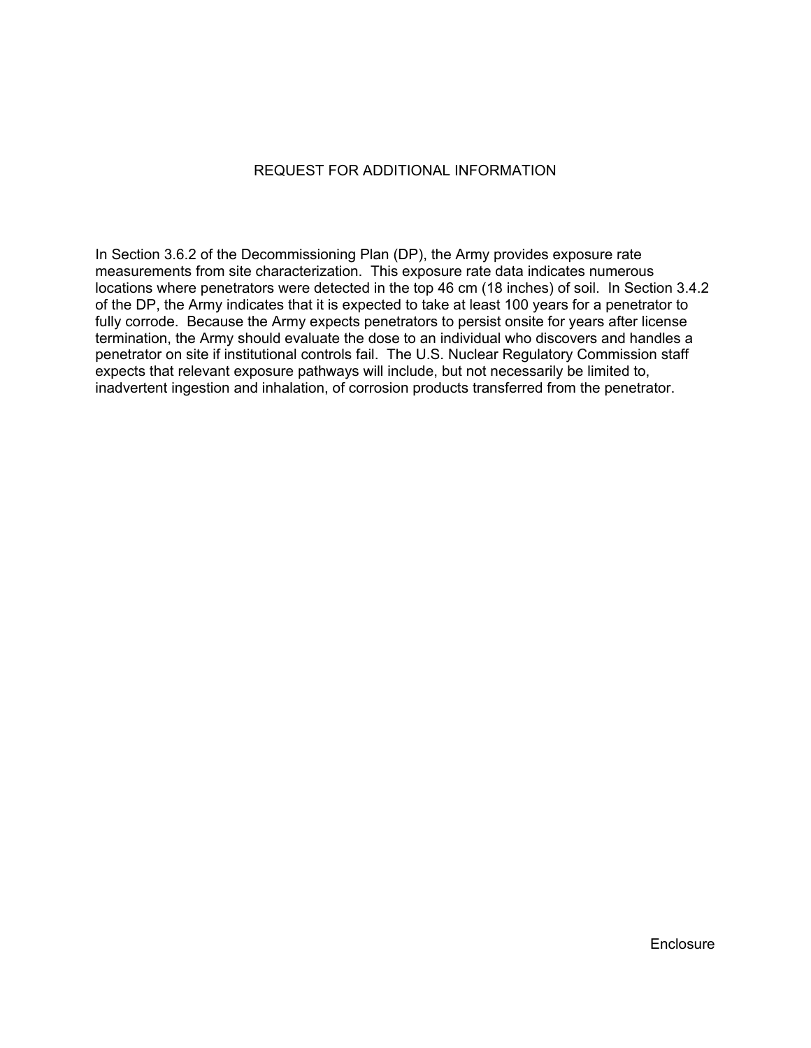# REQUEST FOR ADDITIONAL INFORMATION

In Section 3.6.2 of the Decommissioning Plan (DP), the Army provides exposure rate measurements from site characterization. This exposure rate data indicates numerous locations where penetrators were detected in the top 46 cm (18 inches) of soil. In Section 3.4.2 of the DP, the Army indicates that it is expected to take at least 100 years for a penetrator to fully corrode. Because the Army expects penetrators to persist onsite for years after license termination, the Army should evaluate the dose to an individual who discovers and handles a penetrator on site if institutional controls fail. The U.S. Nuclear Regulatory Commission staff expects that relevant exposure pathways will include, but not necessarily be limited to, inadvertent ingestion and inhalation, of corrosion products transferred from the penetrator.

Enclosure